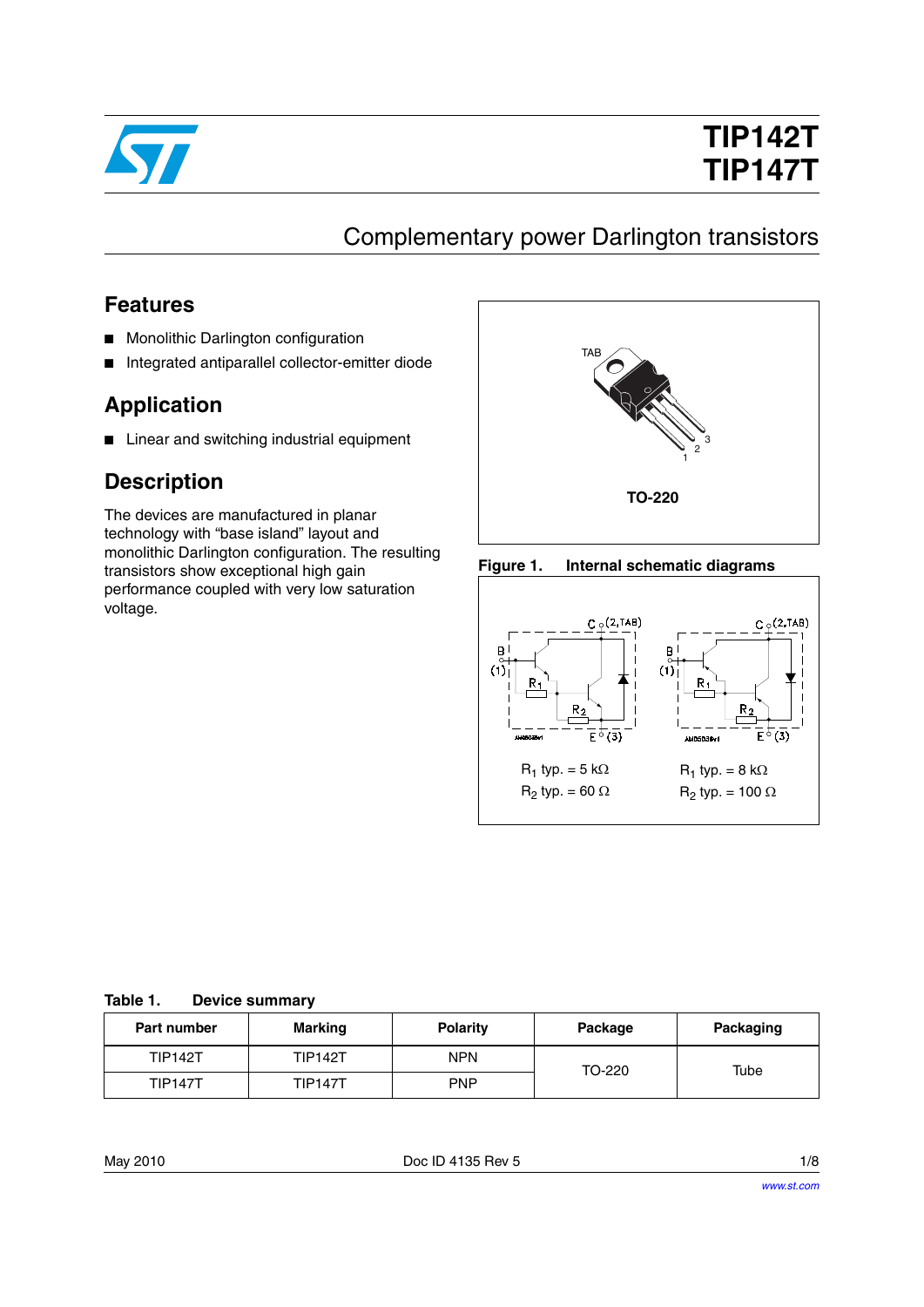# TIP142T
# TIP147T

## Complementary power Darlington transistors

## Features

- Monolithic Darlington configuration
- Integrated antiparallel collector-emitter diode

## Application

- Linear and switching industrial equipment

## Description

The devices are manufactured in planar technology with "base island" layout and monolithic Darlington configuration. The resulting transistors show exceptional high gain performance coupled with very low saturation voltage.

TAB

TO-220

**Figure 1. Internal schematic diagrams**

$R_1$ typ. = 5 kΩ
$R_2$ typ. = 60 Ω

$R_1$ typ. = 8 kΩ
$R_2$ typ. = 100 Ω

**Table 1. Device summary**

| Part number | Marking | Polarity | Package | Packaging |
| --- | --- | --- | --- | --- |
| TIP142T | TIP142T | NPN | TO-220 | Tube |
| TIP147T | TIP147T | PNP | | |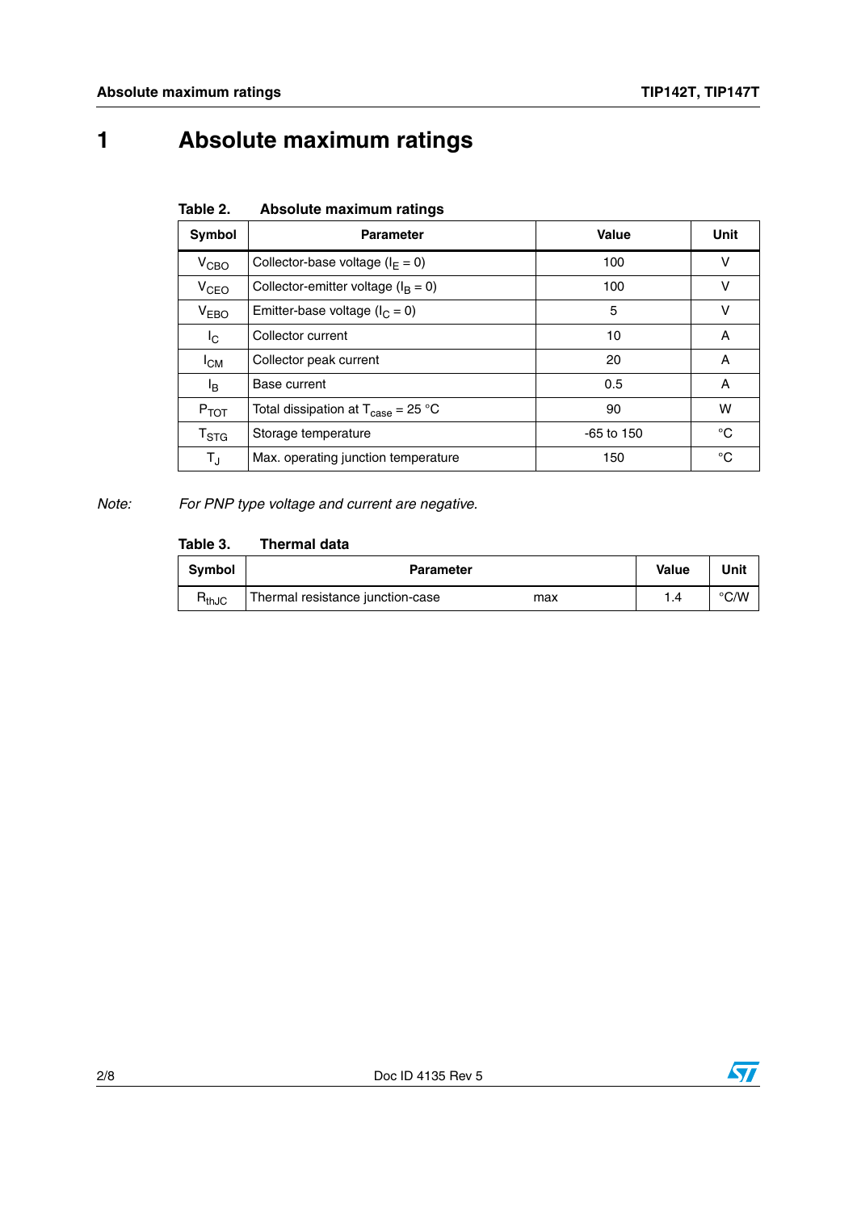# 1 Absolute maximum ratings

**Table 2. Absolute maximum ratings**

| Symbol | Parameter | Value | Unit |
|---|---|---|---|
| $V_{CBO}$ | Collector-base voltage ($I_E = 0$) | 100 | V |
| $V_{CEO}$ | Collector-emitter voltage ($I_B = 0$) | 100 | V |
| $V_{EBO}$ | Emitter-base voltage ($I_C = 0$) | 5 | V |
| $I_C$ | Collector current | 10 | A |
| $I_{CM}$ | Collector peak current | 20 | A |
| $I_B$ | Base current | 0.5 | A |
| $P_{TOT}$ | Total dissipation at $T_{case}$ = 25 °C | 90 | W |
| $T_{STG}$ | Storage temperature | -65 to 150 | °C |
| $T_J$ | Max. operating junction temperature | 150 | °C |

*Note: For PNP type voltage and current are negative.*

**Table 3. Thermal data**

| Symbol | Parameter | | Value | Unit |
|---|---|---|---|---|
| $R_{thJC}$ | Thermal resistance junction-case | max | 1.4 | °C/W |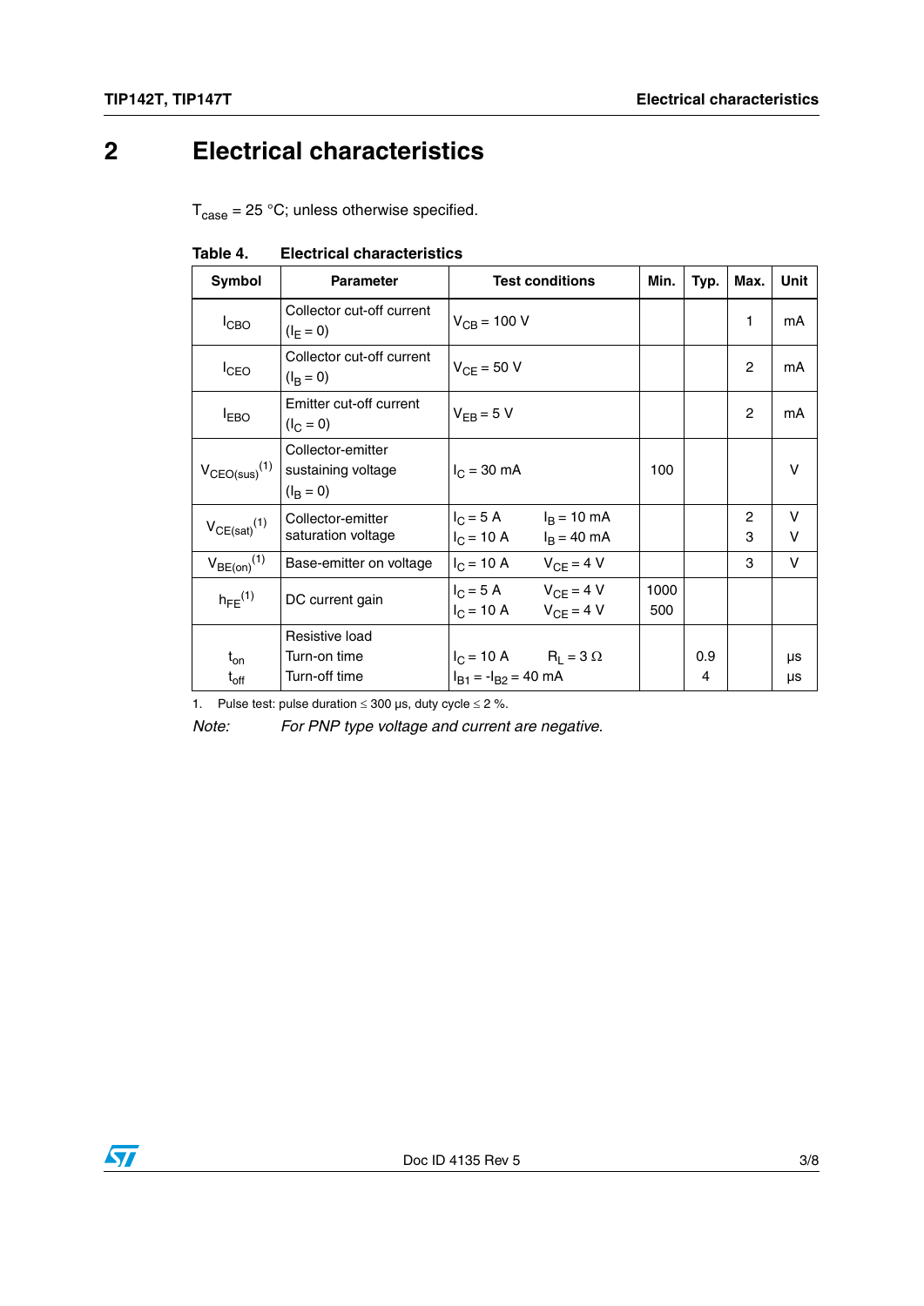# 2 Electrical characteristics

$T_{case}$ = 25 °C; unless otherwise specified.

**Table 4. Electrical characteristics**

| Symbol | Parameter | Test conditions | Min. | Typ. | Max. | Unit |
|---|---|---|---|---|---|---|
| $I_{CBO}$ | Collector cut-off current ($I_E = 0$) | $V_{CB}$ = 100 V | | | 1 | mA |
| $I_{CEO}$ | Collector cut-off current ($I_B = 0$) | $V_{CE}$ = 50 V | | | 2 | mA |
| $I_{EBO}$ | Emitter cut-off current ($I_C = 0$) | $V_{EB}$ = 5 V | | | 2 | mA |
| $V_{CEO(sus)}$ [(1)] | Collector-emitter sustaining voltage ($I_B = 0$) | $I_C$ = 30 mA | 100 | | | V |
| $V_{CE(sat)}$ [(1)] | Collector-emitter saturation voltage | $I_C$ = 5 A $I_B$ = 10 mA<br>$I_C$ = 10 A $I_B$ = 40 mA | | | 2<br>3 | V<br>V |
| $V_{BE(on)}$ [(1)] | Base-emitter on voltage | $I_C$ = 10 A $V_{CE}$ = 4 V | | | 3 | V |
| $h_{FE}$ [(1)] | DC current gain | $I_C$ = 5 A $V_{CE}$ = 4 V<br>$I_C$ = 10 A $V_{CE}$ = 4 V | 1000<br>500 | | | |
| $t_{on}$<br>$t_{off}$ | Resistive load<br>Turn-on time<br>Turn-off time | $I_C$ = 10 A $R_L$ = 3 Ω<br>$I_{B1}$ = $-I_{B2}$ = 40 mA | | 0.9<br>4 | | µs<br>µs |

1. Pulse test: pulse duration ≤ 300 µs, duty cycle ≤ 2 %.

*Note: For PNP type voltage and current are negative.*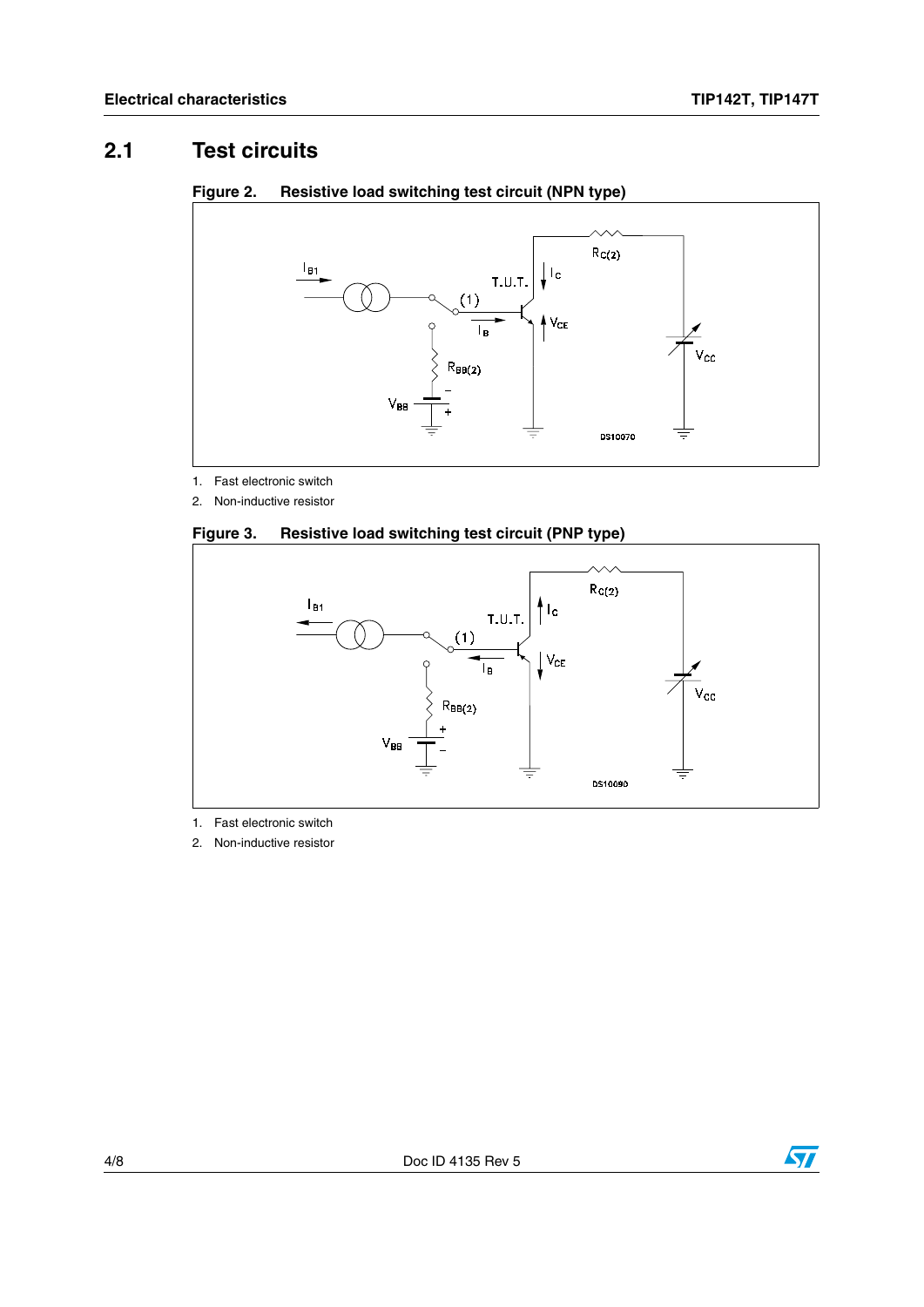## 2.1 Test circuits

**Figure 2. Resistive load switching test circuit (NPN type)**

1. Fast electronic switch
2. Non-inductive resistor

**Figure 3. Resistive load switching test circuit (PNP type)**

1. Fast electronic switch
2. Non-inductive resistor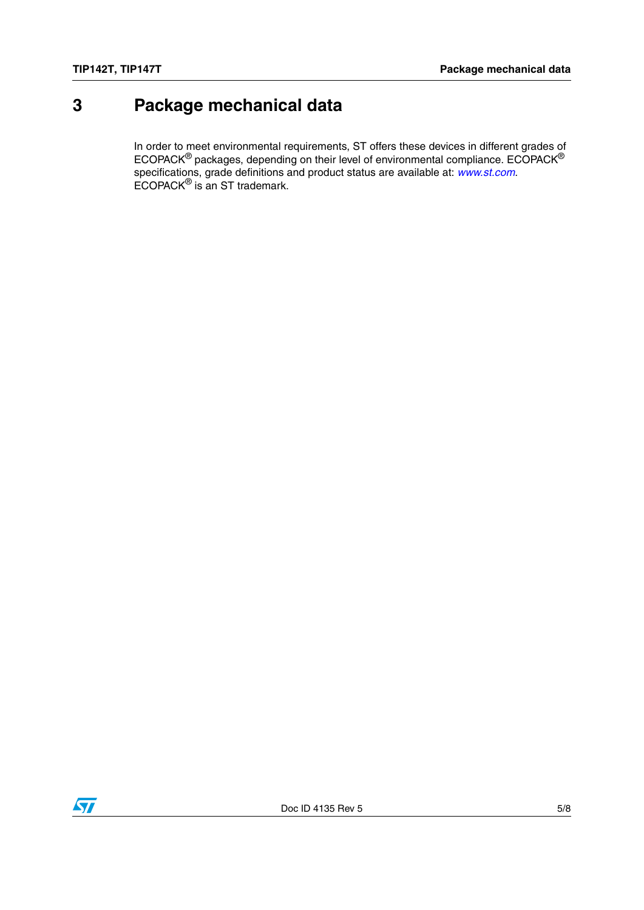# 3 Package mechanical data

In order to meet environmental requirements, ST offers these devices in different grades of ECOPACK® packages, depending on their level of environmental compliance. ECOPACK® specifications, grade definitions and product status are available at: *www.st.com*. ECOPACK® is an ST trademark.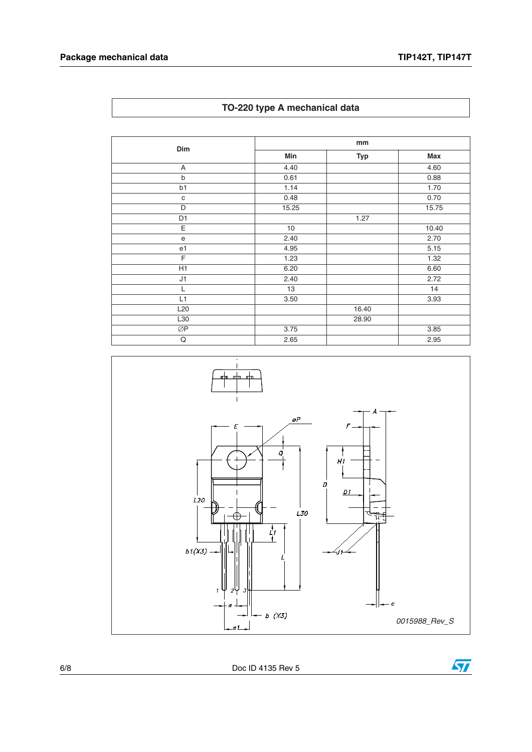## TO-220 type A mechanical data

| Dim | mm | | |
|---|---|---|---|
| | Min | Typ | Max |
| A | 4.40 | | 4.60 |
| b | 0.61 | | 0.88 |
| b1 | 1.14 | | 1.70 |
| c | 0.48 | | 0.70 |
| D | 15.25 | | 15.75 |
| D1 | | 1.27 | |
| E | 10 | | 10.40 |
| e | 2.40 | | 2.70 |
| e1 | 4.95 | | 5.15 |
| F | 1.23 | | 1.32 |
| H1 | 6.20 | | 6.60 |
| J1 | 2.40 | | 2.72 |
| L | 13 | | 14 |
| L1 | 3.50 | | 3.93 |
| L20 | | 16.40 | |
| L30 | | 28.90 | |
| ∅P | 3.75 | | 3.85 |
| Q | 2.65 | | 2.95 |

0015988_Rev_S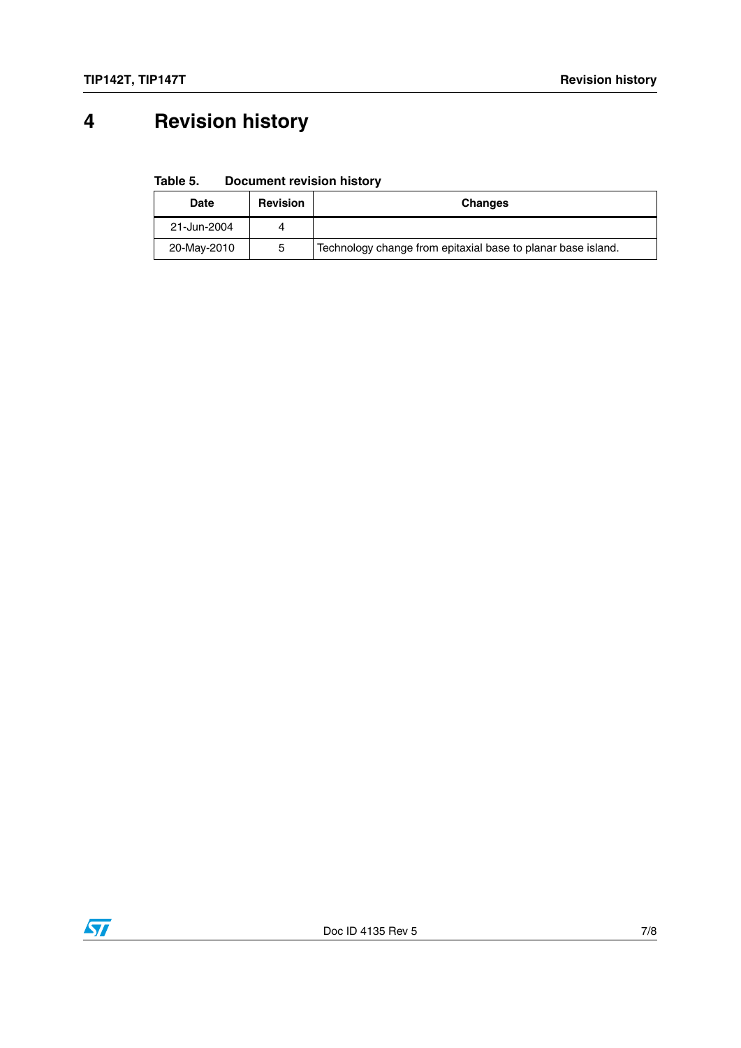# 4 Revision history

**Table 5. Document revision history**

| Date | Revision | Changes |
|---|---|---|
| 21-Jun-2004 | 4 | |
| 20-May-2010 | 5 | Technology change from epitaxial base to planar base island. |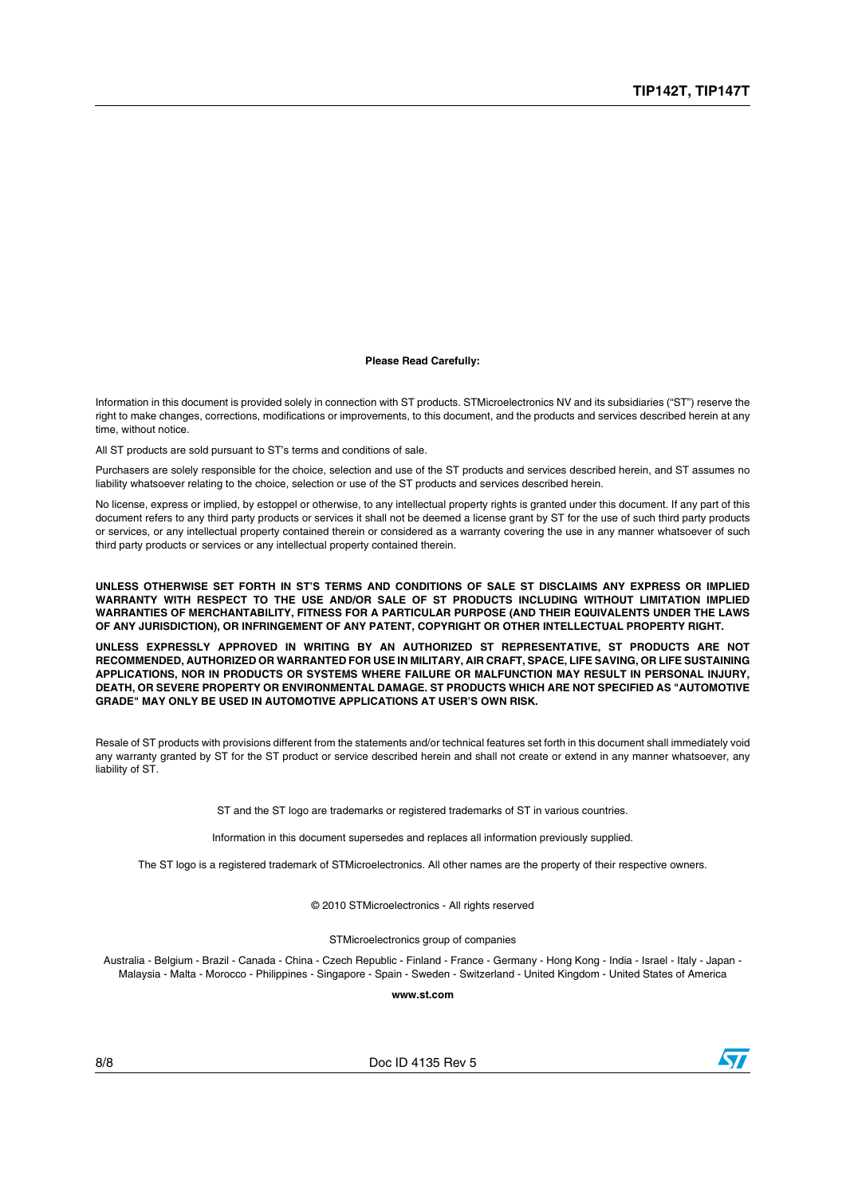**Please Read Carefully:**

Information in this document is provided solely in connection with ST products. STMicroelectronics NV and its subsidiaries ("ST") reserve the right to make changes, corrections, modifications or improvements, to this document, and the products and services described herein at any time, without notice.

All ST products are sold pursuant to ST's terms and conditions of sale.

Purchasers are solely responsible for the choice, selection and use of the ST products and services described herein, and ST assumes no liability whatsoever relating to the choice, selection or use of the ST products and services described herein.

No license, express or implied, by estoppel or otherwise, to any intellectual property rights is granted under this document. If any part of this document refers to any third party products or services it shall not be deemed a license grant by ST for the use of such third party products or services, or any intellectual property contained therein or considered as a warranty covering the use in any manner whatsoever of such third party products or services or any intellectual property contained therein.

**UNLESS OTHERWISE SET FORTH IN ST'S TERMS AND CONDITIONS OF SALE ST DISCLAIMS ANY EXPRESS OR IMPLIED WARRANTY WITH RESPECT TO THE USE AND/OR SALE OF ST PRODUCTS INCLUDING WITHOUT LIMITATION IMPLIED WARRANTIES OF MERCHANTABILITY, FITNESS FOR A PARTICULAR PURPOSE (AND THEIR EQUIVALENTS UNDER THE LAWS OF ANY JURISDICTION), OR INFRINGEMENT OF ANY PATENT, COPYRIGHT OR OTHER INTELLECTUAL PROPERTY RIGHT.**

**UNLESS EXPRESSLY APPROVED IN WRITING BY AN AUTHORIZED ST REPRESENTATIVE, ST PRODUCTS ARE NOT RECOMMENDED, AUTHORIZED OR WARRANTED FOR USE IN MILITARY, AIR CRAFT, SPACE, LIFE SAVING, OR LIFE SUSTAINING APPLICATIONS, NOR IN PRODUCTS OR SYSTEMS WHERE FAILURE OR MALFUNCTION MAY RESULT IN PERSONAL INJURY, DEATH, OR SEVERE PROPERTY OR ENVIRONMENTAL DAMAGE. ST PRODUCTS WHICH ARE NOT SPECIFIED AS "AUTOMOTIVE GRADE" MAY ONLY BE USED IN AUTOMOTIVE APPLICATIONS AT USER'S OWN RISK.**

Resale of ST products with provisions different from the statements and/or technical features set forth in this document shall immediately void any warranty granted by ST for the ST product or service described herein and shall not create or extend in any manner whatsoever, any liability of ST.

ST and the ST logo are trademarks or registered trademarks of ST in various countries.

Information in this document supersedes and replaces all information previously supplied.

The ST logo is a registered trademark of STMicroelectronics. All other names are the property of their respective owners.

© 2010 STMicroelectronics - All rights reserved

STMicroelectronics group of companies

Australia - Belgium - Brazil - Canada - China - Czech Republic - Finland - France - Germany - Hong Kong - India - Israel - Italy - Japan - Malaysia - Malta - Morocco - Philippines - Singapore - Spain - Sweden - Switzerland - United Kingdom - United States of America

**www.st.com**